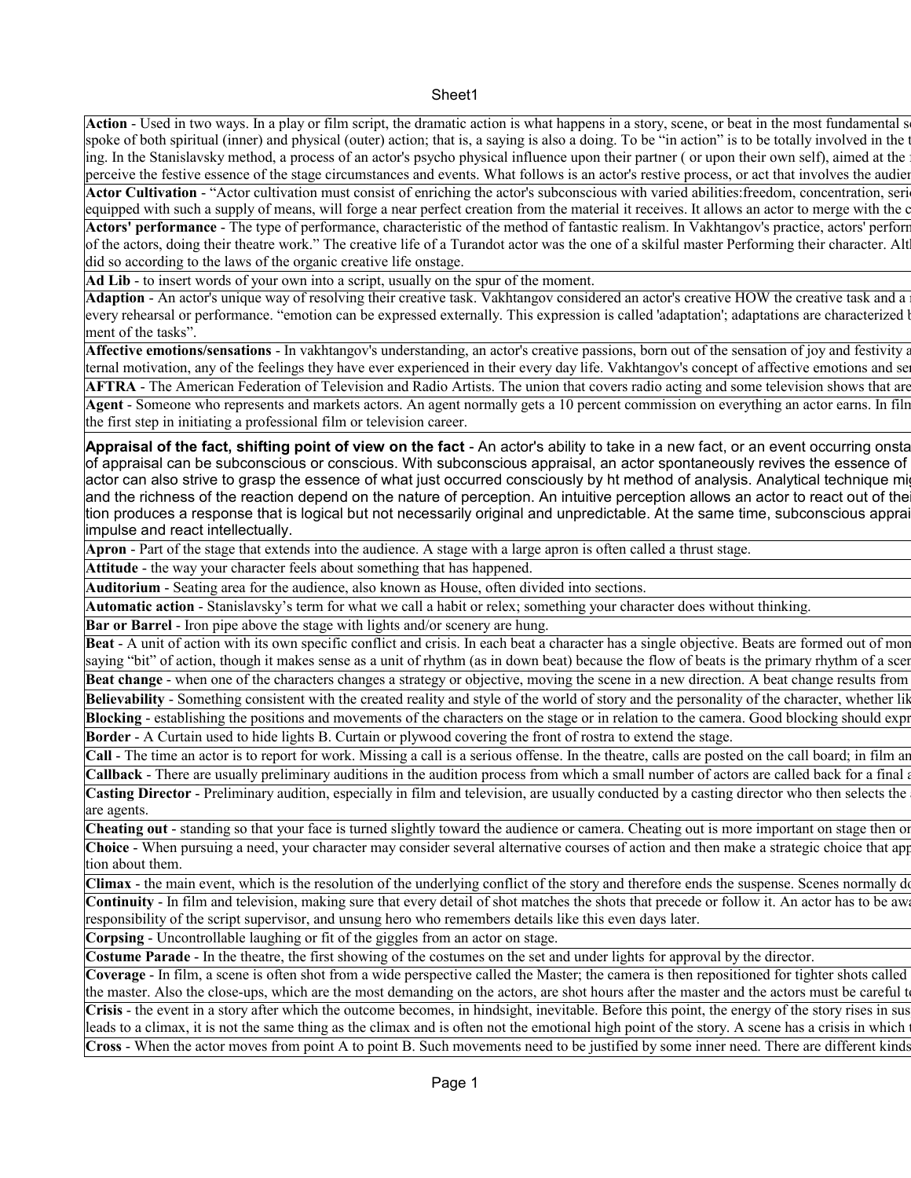| |
|---|
| **Action** - Used in two ways. In a play or film script, the dramatic action is what happens in a story, scene, or beat in the most fundamental s spoke of both spiritual (inner) and physical (outer) action; that is, a saying is also a doing. To be "in action" is to be totally involved in the t ing. In the Stanislavsky method, a process of an actor's psycho physical influence upon their partner ( or upon their own self), aimed at the perceive the festive essence of the stage circumstances and events. What follows is an actor's restive process, or act that involves the audie |
| **Actor Cultivation** - "Actor cultivation must consist of enriching the actor's subconscious with varied abilities:freedom, concentration, seri equipped with such a supply of means, will forge a near perfect creation from the material it receives. It allows an actor to merge with the c |
| **Actors' performance** - The type of performance, characteristic of the method of fantastic realism. In Vakhtangov's practice, actors' perform of the actors, doing their theatre work." The creative life of a Turandot actor was the one of a skilful master Performing their character. Alt did so according to the laws of the organic creative life onstage. |
| **Ad Lib** - to insert words of your own into a script, usually on the spur of the moment. |
| **Adaption** - An actor's unique way of resolving their creative task. Vakhtangov considered an actor's creative HOW the creative task and a every rehearsal or performance. "emotion can be expressed externally. This expression is called 'adaptation'; adaptations are characterized ment of the tasks". |
| **Affective emotions/sensations** - In vakhtangov's understanding, an actor's creative passions, born out of the sensation of joy and festivity a ternal motivation, any of the feelings they have ever experienced in their every day life. Vakhtangov's concept of affective emotions and se |
| **AFTRA** - The American Federation of Television and Radio Artists. The union that covers radio acting and some television shows that are |
| **Agent** - Someone who represents and markets actors. An agent normally gets a 10 percent commission on everything an actor earns. In film the first step in initiating a professional film or television career. |
| **Appraisal of the fact, shifting point of view on the fact** - An actor's ability to take in a new fact, or an event occurring onsta of appraisal can be subconscious or conscious. With subconscious appraisal, an actor spontaneously revives the essence of actor can also strive to grasp the essence of what just occurred consciously by ht method of analysis. Analytical technique mi and the richness of the reaction depend on the nature of perception. An intuitive perception allows an actor to react out of thei tion produces a response that is logical but not necessarily original and unpredictable. At the same time, subconscious apprai impulse and react intellectually. |
| **Apron** - Part of the stage that extends into the audience. A stage with a large apron is often called a thrust stage. |
| **Attitude** - the way your character feels about something that has happened. |
| **Auditorium** - Seating area for the audience, also known as House, often divided into sections. |
| **Automatic action** - Stanislavsky's term for what we call a habit or relex; something your character does without thinking. |
| **Bar or Barrel** - Iron pipe above the stage with lights and/or scenery are hung. |
| **Beat** - A unit of action with its own specific conflict and crisis. In each beat a character has a single objective. Beats are formed out of mon saying "bit" of action, though it makes sense as a unit of rhythm (as in down beat) because the flow of beats is the primary rhythm of a scen |
| **Beat change** - when one of the characters changes a strategy or objective, moving the scene in a new direction. A beat change results from |
| **Believability** - Something consistent with the created reality and style of the world of story and the personality of the character, whether lik |
| **Blocking** - establishing the positions and movements of the characters on the stage or in relation to the camera. Good blocking should expr |
| **Border** - A Curtain used to hide lights B. Curtain or plywood covering the front of rostra to extend the stage. |
| **Call** - The time an actor is to report for work. Missing a call is a serious offense. In the theatre, calls are posted on the call board; in film an |
| **Callback** - There are usually preliminary auditions in the audition process from which a small number of actors are called back for a final a |
| **Casting Director** - Preliminary audition, especially in film and television, are usually conducted by a casting director who then selects the are agents. |
| **Cheating out** - standing so that your face is turned slightly toward the audience or camera. Cheating out is more important on stage then o |
| **Choice** - When pursuing a need, your character may consider several alternative courses of action and then make a strategic choice that ap tion about them. |
| **Climax** - the main event, which is the resolution of the underlying conflict of the story and therefore ends the suspense. Scenes normally do |
| **Continuity** - In film and television, making sure that every detail of shot matches the shots that precede or follow it. An actor has to be awa responsibility of the script supervisor, and unsung hero who remembers details like this even days later. |
| **Corpsing** - Uncontrollable laughing or fit of the giggles from an actor on stage. |
| **Costume Parade** - In the theatre, the first showing of the costumes on the set and under lights for approval by the director. |
| **Coverage** - In film, a scene is often shot from a wide perspective called the Master; the camera is then repositioned for tighter shots called the master. Also the close-ups, which are the most demanding on the actors, are shot hours after the master and the actors must be careful t |
| **Crisis** - the event in a story after which the outcome becomes, in hindsight, inevitable. Before this point, the energy of the story rises in sus leads to a climax, it is not the same thing as the climax and is often not the emotional high point of the story. A scene has a crisis in which |
| **Cross** - When the actor moves from point A to point B. Such movements need to be justified by some inner need. There are different kinds |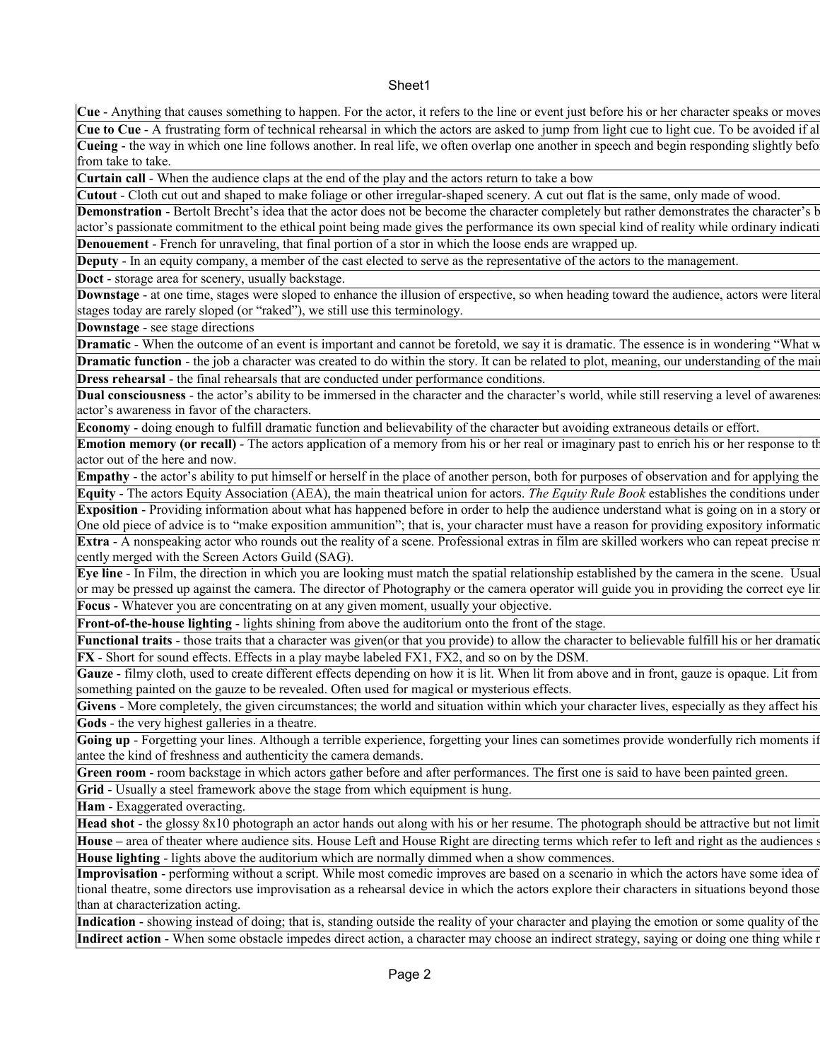| |
|---|
| **Cue** - Anything that causes something to happen. For the actor, it refers to the line or event just before his or her character speaks or moves |
| **Cue to Cue** - A frustrating form of technical rehearsal in which the actors are asked to jump from light cue to light cue. To be avoided if al |
| **Cueing** - the way in which one line follows another. In real life, we often overlap one another in speech and begin responding slightly befo from take to take. |
| **Curtain call** - When the audience claps at the end of the play and the actors return to take a bow |
| **Cutout** - Cloth cut out and shaped to make foliage or other irregular-shaped scenery. A cut out flat is the same, only made of wood. |
| **Demonstration** - Bertolt Brecht's idea that the actor does not be become the character completely but rather demonstrates the character's b actor's passionate commitment to the ethical point being made gives the performance its own special kind of reality while ordinary indicati |
| **Denouement** - French for unraveling, that final portion of a stor in which the loose ends are wrapped up. |
| **Deputy** - In an equity company, a member of the cast elected to serve as the representative of the actors to the management. |
| **Doct** - storage area for scenery, usually backstage. |
| **Downstage** - at one time, stages were sloped to enhance the illusion of erspective, so when heading toward the audience, actors were literal stages today are rarely sloped (or "raked"), we still use this terminology. |
| **Downstage** - see stage directions |
| **Dramatic** - When the outcome of an event is important and cannot be foretold, we say it is dramatic. The essence is in wondering "What w |
| **Dramatic function** - the job a character was created to do within the story. It can be related to plot, meaning, our understanding of the mai |
| **Dress rehearsal** - the final rehearsals that are conducted under performance conditions. |
| **Dual consciousness** - the actor's ability to be immersed in the character and the character's world, while still reserving a level of awarenes actor's awareness in favor of the characters. |
| **Economy** - doing enough to fulfill dramatic function and believability of the character but avoiding extraneous details or effort. |
| **Emotion memory (or recall)** - The actors application of a memory from his or her real or imaginary past to enrich his or her response to th actor out of the here and now. |
| **Empathy** - the actor's ability to put himself or herself in the place of another person, both for purposes of observation and for applying the |
| **Equity** - The actors Equity Association (AEA), the main theatrical union for actors. *The Equity Rule Book* establishes the conditions under |
| **Exposition** - Providing information about what has happened before in order to help the audience understand what is going on in a story or One old piece of advice is to "make exposition ammunition"; that is, your character must have a reason for providing expository informatio |
| **Extra** - A nonspeaking actor who rounds out the reality of a scene. Professional extras in film are skilled workers who can repeat precise m cently merged with the Screen Actors Guild (SAG). |
| **Eye line** - In Film, the direction in which you are looking must match the spatial relationship established by the camera in the scene. Usual or may be pressed up against the camera. The director of Photography or the camera operator will guide you in providing the correct eye lin |
| **Focus** - Whatever you are concentrating on at any given moment, usually your objective. |
| **Front-of-the-house lighting** - lights shining from above the auditorium onto the front of the stage. |
| **Functional traits** - those traits that a character was given(or that you provide) to allow the character to believable fulfill his or her dramatic |
| **FX** - Short for sound effects. Effects in a play maybe labeled FX1, FX2, and so on by the DSM. |
| **Gauze** - filmy cloth, used to create different effects depending on how it is lit. When lit from above and in front, gauze is opaque. Lit from something painted on the gauze to be revealed. Often used for magical or mysterious effects. |
| **Givens** - More completely, the given circumstances; the world and situation within which your character lives, especially as they affect his |
| **Gods** - the very highest galleries in a theatre. |
| **Going up** - Forgetting your lines. Although a terrible experience, forgetting your lines can sometimes provide wonderfully rich moments if antee the kind of freshness and authenticity the camera demands. |
| **Green room** - room backstage in which actors gather before and after performances. The first one is said to have been painted green. |
| **Grid** - Usually a steel framework above the stage from which equipment is hung. |
| **Ham** - Exaggerated overacting. |
| **Head shot** - the glossy 8x10 photograph an actor hands out along with his or her resume. The photograph should be attractive but not limit |
| **House –** area of theater where audience sits. House Left and House Right are directing terms which refer to left and right as the audiences s |
| **House lighting** - lights above the auditorium which are normally dimmed when a show commences. |
| **Improvisation** - performing without a script. While most comedic improves are based on a scenario in which the actors have some idea of tional theatre, some directors use improvisation as a rehearsal device in which the actors explore their characters in situations beyond those than at characterization acting. |
| **Indication** - showing instead of doing; that is, standing outside the reality of your character and playing the emotion or some quality of the |
| **Indirect action** - When some obstacle impedes direct action, a character may choose an indirect strategy, saying or doing one thing while r |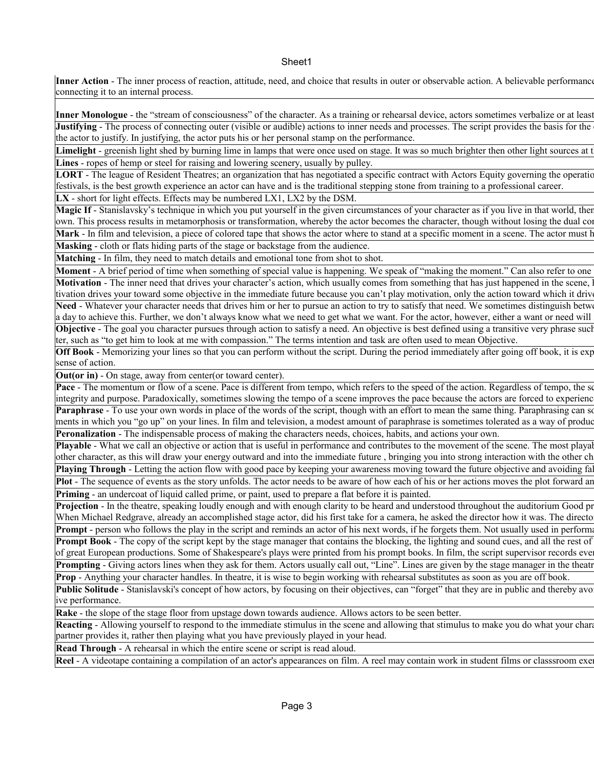**Inner Action** - The inner process of reaction, attitude, need, and choice that results in outer or observable action. A believable performance connecting it to an internal process.

**Inner Monologue** - the "stream of consciousness" of the character. As a training or rehearsal device, actors sometimes verbalize or at least

**Justifying** - The process of connecting outer (visible or audible) actions to inner needs and processes. The script provides the basis for the the actor to justify. In justifying, the actor puts his or her personal stamp on the performance.

**Limelight** - greenish light shed by burning lime in lamps that were once used on stage. It was so much brighter then other light sources at t

**Lines** - ropes of hemp or steel for raising and lowering scenery, usually by pulley.

**LORT** - The league of Resident Theatres; an organization that has negotiated a specific contract with Actors Equity governing the operatio festivals, is the best growth experience an actor can have and is the traditional stepping stone from training to a professional career.

**LX** - short for light effects. Effects may be numbered LX1, LX2 by the DSM.

**Magic If** - Stanislavsky's technique in which you put yourself in the given circumstances of your character as if you live in that world, then own. This process results in metamorphosis or transformation, whereby the actor becomes the character, though without losing the dual co

**Mark** - In film and television, a piece of colored tape that shows the actor where to stand at a specific moment in a scene. The actor must h

**Masking** - cloth or flats hiding parts of the stage or backstage from the audience.

**Matching** - In film, they need to match details and emotional tone from shot to shot.

**Moment** - A brief period of time when something of special value is happening. We speak of "making the moment." Can also refer to one

**Motivation** - The inner need that drives your character's action, which usually comes from something that has just happened in the scene, l tivation drives your toward some objective in the immediate future because you can't play motivation, only the action toward which it drive

**Need** - Whatever your character needs that drives him or her to pursue an action to try to satisfy that need. We sometimes distinguish betwe a day to achieve this. Further, we don't always know what we need to get what we want. For the actor, however, either a want or need will

**Objective** - The goal you character pursues through action to satisfy a need. An objective is best defined using a transitive very phrase such ter, such as "to get him to look at me with compassion." The terms intention and task are often used to mean Objective.

**Off Book** - Memorizing your lines so that you can perform without the script. During the period immediately after going off book, it is exp sense of action.

**Out(or in)** - On stage, away from center(or toward center).

**Pace** - The momentum or flow of a scene. Pace is different from tempo, which refers to the speed of the action. Regardless of tempo, the sc integrity and purpose. Paradoxically, sometimes slowing the tempo of a scene improves the pace because the actors are forced to experienc

**Paraphrase** - To use your own words in place of the words of the script, though with an effort to mean the same thing. Paraphrasing can so ments in which you "go up" on your lines. In film and television, a modest amount of paraphrase is sometimes tolerated as a way of produc

**Peronalization** - The indispensable process of making the characters needs, choices, habits, and actions your own.

**Playable** - What we call an objective or action that is useful in performance and contributes to the movement of the scene. The most playab other character, as this will draw your energy outward and into the immediate future , bringing you into strong interaction with the other ch

**Playing Through** - Letting the action flow with good pace by keeping your awareness moving toward the future objective and avoiding fal

**Plot** - The sequence of events as the story unfolds. The actor needs to be aware of how each of his or her actions moves the plot forward an

**Priming** - an undercoat of liquid called prime, or paint, used to prepare a flat before it is painted.

**Projection** - In the theatre, speaking loudly enough and with enough clarity to be heard and understood throughout the auditorium Good pr When Michael Redgrave, already an accomplished stage actor, did his first take for a camera, he asked the director how it was. The directo

**Prompt** - person who follows the play in the script and reminds an actor of his next words, if he forgets them. Not usually used in performa

**Prompt Book** - The copy of the script kept by the stage manager that contains the blocking, the lighting and sound cues, and all the rest of of great European productions. Some of Shakespeare's plays were printed from his prompt books. In film, the script supervisor records ever

**Prompting** - Giving actors lines when they ask for them. Actors usually call out, "Line". Lines are given by the stage manager in the theatr

**Prop** - Anything your character handles. In theatre, it is wise to begin working with rehearsal substitutes as soon as you are off book.

**Public Solitude** - Stanislavski's concept of how actors, by focusing on their objectives, can "forget" that they are in public and thereby avo ive performance.

**Rake** - the slope of the stage floor from upstage down towards audience. Allows actors to be seen better.

**Reacting** - Allowing yourself to respond to the immediate stimulus in the scene and allowing that stimulus to make you do what your chara partner provides it, rather then playing what you have previously played in your head.

**Read Through** - A rehearsal in which the entire scene or script is read aloud.

**Reel** - A videotape containing a compilation of an actor's appearances on film. A reel may contain work in student films or classsroom exe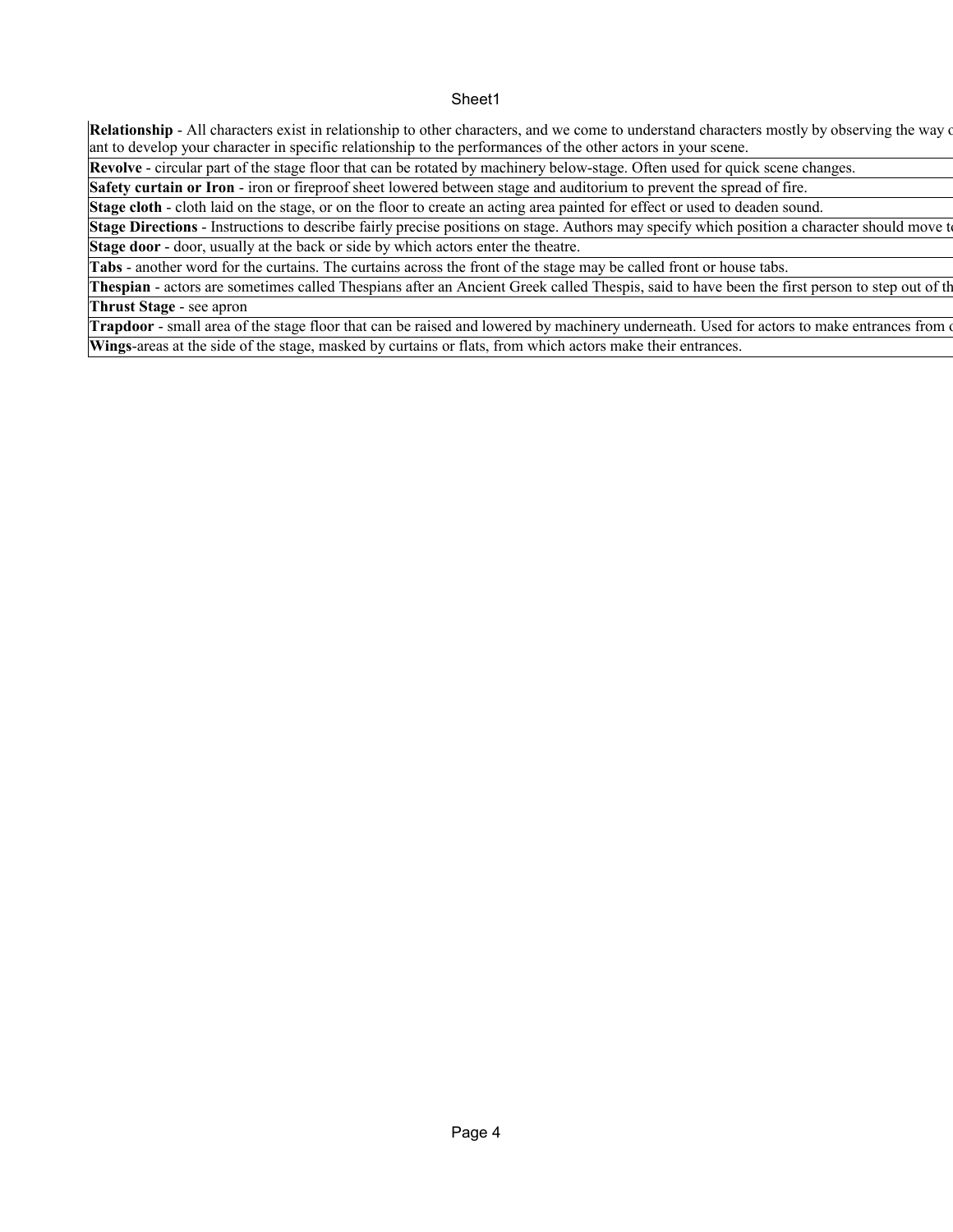| |
|---|
| **Relationship** - All characters exist in relationship to other characters, and we come to understand characters mostly by observing the way c ant to develop your character in specific relationship to the performances of the other actors in your scene. |
| **Revolve** - circular part of the stage floor that can be rotated by machinery below-stage. Often used for quick scene changes. |
| **Safety curtain or Iron** - iron or fireproof sheet lowered between stage and auditorium to prevent the spread of fire. |
| **Stage cloth** - cloth laid on the stage, or on the floor to create an acting area painted for effect or used to deaden sound. |
| **Stage Directions** - Instructions to describe fairly precise positions on stage. Authors may specify which position a character should move t |
| **Stage door** - door, usually at the back or side by which actors enter the theatre. |
| **Tabs** - another word for the curtains. The curtains across the front of the stage may be called front or house tabs. |
| **Thespian** - actors are sometimes called Thespians after an Ancient Greek called Thespis, said to have been the first person to step out of th |
| **Thrust Stage** - see apron |
| **Trapdoor** - small area of the stage floor that can be raised and lowered by machinery underneath. Used for actors to make entrances from c |
| **Wings**-areas at the side of the stage, masked by curtains or flats, from which actors make their entrances. |